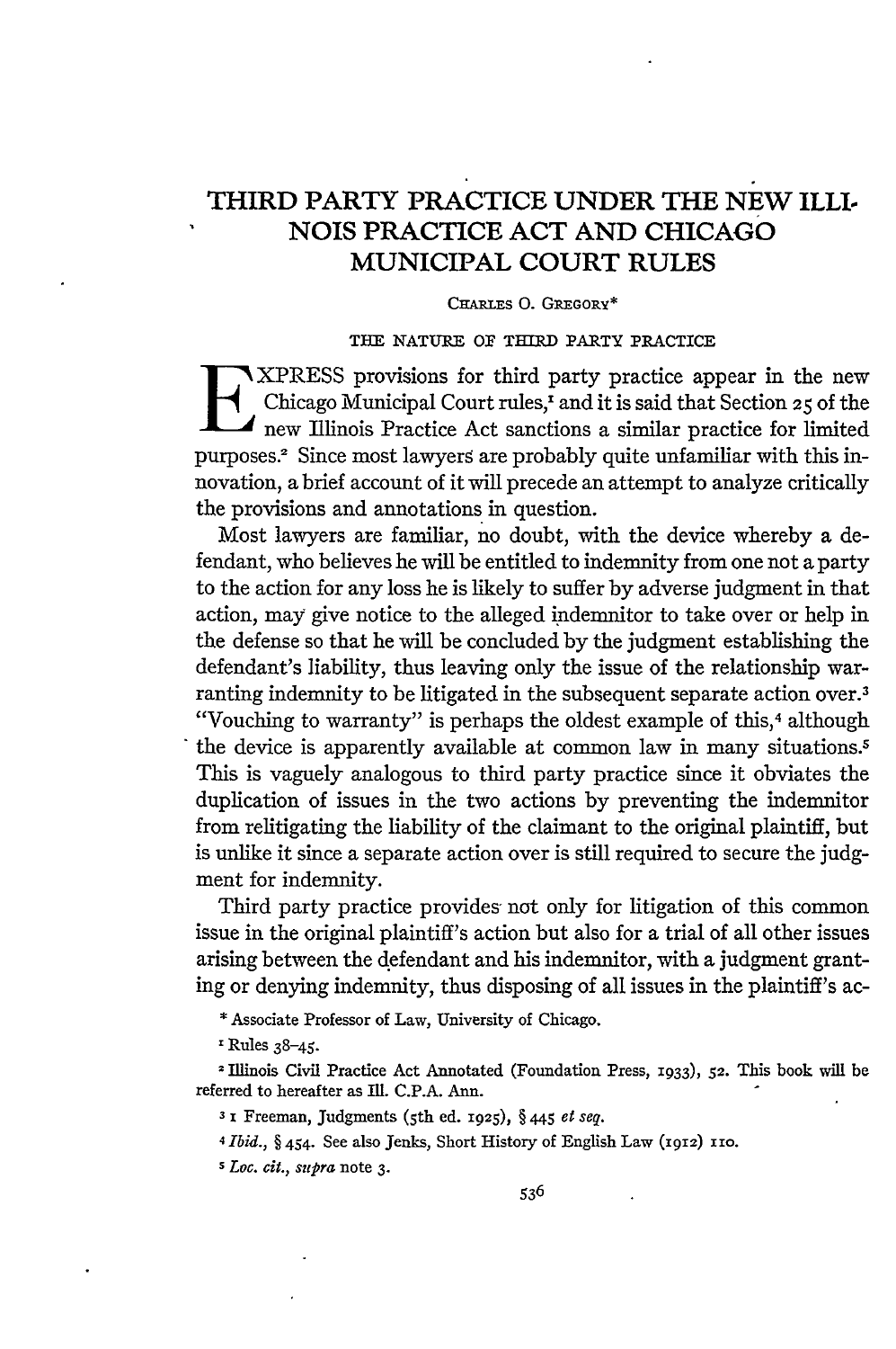# THIRD PARTY PRACTICE UNDER THE NEW ILLINOIS PRACTICE ACT AND CHICAGO MUNICIPAL COURT RULES

CHARLES O. GREGORY*

## THE NATURE OF THIRD PARTY PRACTICE

EXPRESS provisions for third party practice appear in the new Chicago Municipal Court rules,[1] and it is said that Section 25 of the new Illinois Practice Act sanctions a similar practice for limited purposes.[2] Since most lawyers are probably quite unfamiliar with this innovation, a brief account of it will precede an attempt to analyze critically the provisions and annotations in question.

Most lawyers are familiar, no doubt, with the device whereby a defendant, who believes he will be entitled to indemnity from one not a party to the action for any loss he is likely to suffer by adverse judgment in that action, may give notice to the alleged indemnitor to take over or help in the defense so that he will be concluded by the judgment establishing the defendant's liability, thus leaving only the issue of the relationship warranting indemnity to be litigated in the subsequent separate action over.[3] "Vouching to warranty" is perhaps the oldest example of this,[4] although the device is apparently available at common law in many situations.[5] This is vaguely analogous to third party practice since it obviates the duplication of issues in the two actions by preventing the indemnitor from relitigating the liability of the claimant to the original plaintiff, but is unlike it since a separate action over is still required to secure the judgment for indemnity.

Third party practice provides not only for litigation of this common issue in the original plaintiff's action but also for a trial of all other issues arising between the defendant and his indemnitor, with a judgment granting or denying indemnity, thus disposing of all issues in the plaintiff's ac-

\* Associate Professor of Law, University of Chicago.

[1] Rules 38–45.

[2] Illinois Civil Practice Act Annotated (Foundation Press, 1933), 52. This book will be referred to hereafter as Ill. C.P.A. Ann.

[3] 1 Freeman, Judgments (5th ed. 1925), § 445 *et seq.*

[4] *Ibid.*, § 454. See also Jenks, Short History of English Law (1912) 110.

[5] *Loc. cit., supra* note 3.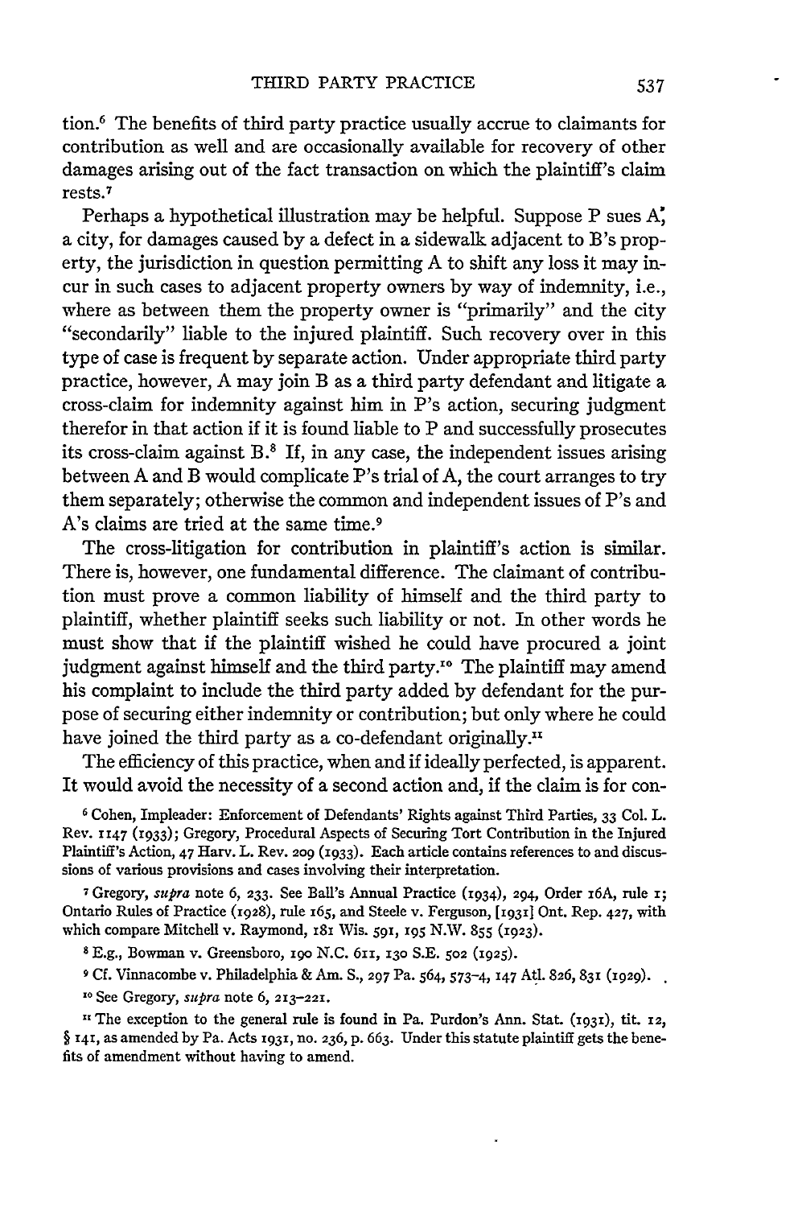tion.[6] The benefits of third party practice usually accrue to claimants for contribution as well and are occasionally available for recovery of other damages arising out of the fact transaction on which the plaintiff's claim rests.[7]

Perhaps a hypothetical illustration may be helpful. Suppose P sues A, a city, for damages caused by a defect in a sidewalk adjacent to B's property, the jurisdiction in question permitting A to shift any loss it may incur in such cases to adjacent property owners by way of indemnity, i.e., where as between them the property owner is "primarily" and the city "secondarily" liable to the injured plaintiff. Such recovery over in this type of case is frequent by separate action. Under appropriate third party practice, however, A may join B as a third party defendant and litigate a cross-claim for indemnity against him in P's action, securing judgment therefor in that action if it is found liable to P and successfully prosecutes its cross-claim against B.[8] If, in any case, the independent issues arising between A and B would complicate P's trial of A, the court arranges to try them separately; otherwise the common and independent issues of P's and A's claims are tried at the same time.[9]

The cross-litigation for contribution in plaintiff's action is similar. There is, however, one fundamental difference. The claimant of contribution must prove a common liability of himself and the third party to plaintiff, whether plaintiff seeks such liability or not. In other words he must show that if the plaintiff wished he could have procured a joint judgment against himself and the third party.[10] The plaintiff may amend his complaint to include the third party added by defendant for the purpose of securing either indemnity or contribution; but only where he could have joined the third party as a co-defendant originally.[11]

The efficiency of this practice, when and if ideally perfected, is apparent. It would avoid the necessity of a second action and, if the claim is for con-

[6] Cohen, Impleader: Enforcement of Defendants' Rights against Third Parties, 33 Col. L. Rev. 1147 (1933); Gregory, Procedural Aspects of Securing Tort Contribution in the Injured Plaintiff's Action, 47 Harv. L. Rev. 209 (1933). Each article contains references to and discussions of various provisions and cases involving their interpretation.

[7] Gregory, *supra* note 6, 233. See Ball's Annual Practice (1934), 294, Order 16A, rule 1; Ontario Rules of Practice (1928), rule 165, and Steele v. Ferguson, [1931] Ont. Rep. 427, with which compare Mitchell v. Raymond, 181 Wis. 591, 195 N.W. 855 (1923).

[8] E.g., Bowman v. Greensboro, 190 N.C. 611, 130 S.E. 502 (1925).

[9] Cf. Vinnacombe v. Philadelphia & Am. S., 297 Pa. 564, 573-4, 147 Atl. 826, 831 (1929).

[10] See Gregory, *supra* note 6, 213-221.

[11] The exception to the general rule is found in Pa. Purdon's Ann. Stat. (1931), tit. 12, § 141, as amended by Pa. Acts 1931, no. 236, p. 663. Under this statute plaintiff gets the benefits of amendment without having to amend.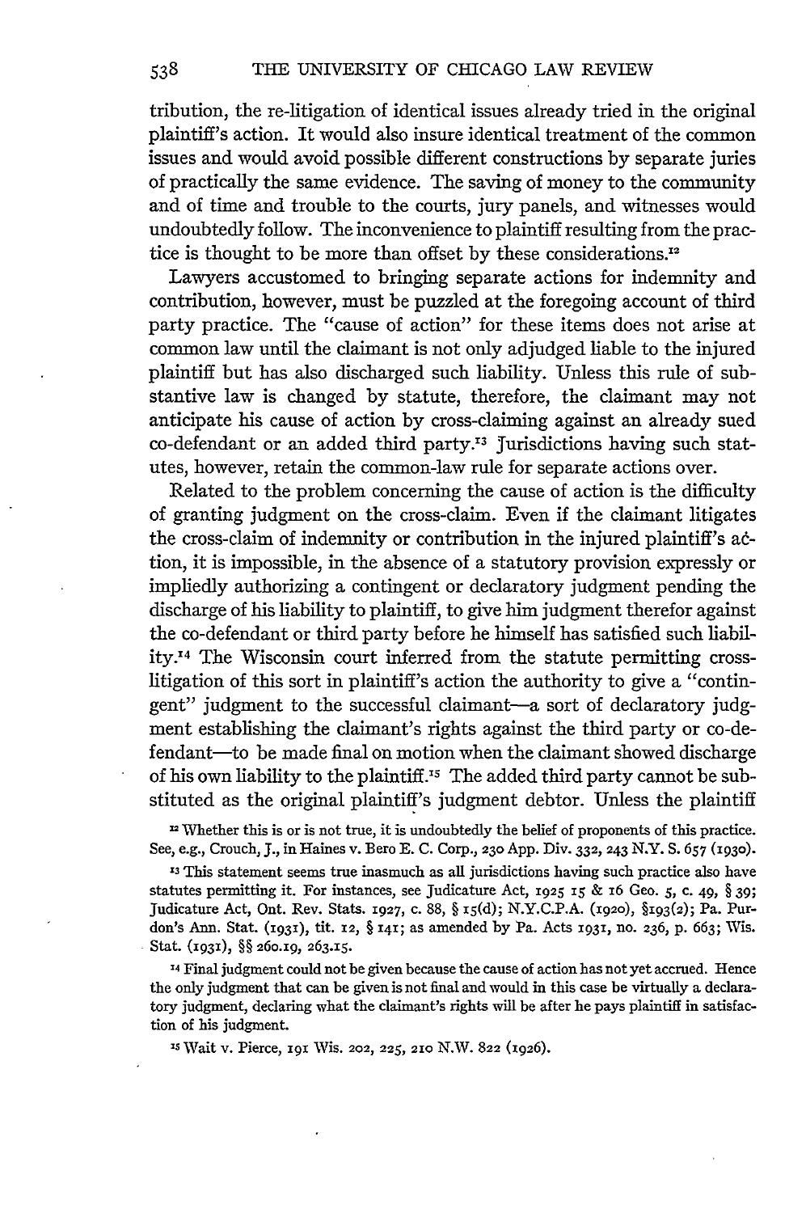tribution, the re-litigation of identical issues already tried in the original plaintiff's action. It would also insure identical treatment of the common issues and would avoid possible different constructions by separate juries of practically the same evidence. The saving of money to the community and of time and trouble to the courts, jury panels, and witnesses would undoubtedly follow. The inconvenience to plaintiff resulting from the practice is thought to be more than offset by these considerations.[12]

Lawyers accustomed to bringing separate actions for indemnity and contribution, however, must be puzzled at the foregoing account of third party practice. The "cause of action" for these items does not arise at common law until the claimant is not only adjudged liable to the injured plaintiff but has also discharged such liability. Unless this rule of substantive law is changed by statute, therefore, the claimant may not anticipate his cause of action by cross-claiming against an already sued co-defendant or an added third party.[13] Jurisdictions having such statutes, however, retain the common-law rule for separate actions over.

Related to the problem concerning the cause of action is the difficulty of granting judgment on the cross-claim. Even if the claimant litigates the cross-claim of indemnity or contribution in the injured plaintiff's action, it is impossible, in the absence of a statutory provision expressly or impliedly authorizing a contingent or declaratory judgment pending the discharge of his liability to plaintiff, to give him judgment therefor against the co-defendant or third party before he himself has satisfied such liability.[14] The Wisconsin court inferred from the statute permitting cross-litigation of this sort in plaintiff's action the authority to give a "contingent" judgment to the successful claimant—a sort of declaratory judgment establishing the claimant's rights against the third party or co-defendant—to be made final on motion when the claimant showed discharge of his own liability to the plaintiff.[15] The added third party cannot be substituted as the original plaintiff's judgment debtor. Unless the plaintiff

[12] Whether this is or is not true, it is undoubtedly the belief of proponents of this practice. See, e.g., Crouch, J., in Haines v. Bero E. C. Corp., 230 App. Div. 332, 243 N.Y. S. 657 (1930).

[13] This statement seems true inasmuch as all jurisdictions having such practice also have statutes permitting it. For instances, see Judicature Act, 1925 15 & 16 Geo. 5, c. 49, § 39; Judicature Act, Ont. Rev. Stats. 1927, c. 88, § 15(d); N.Y.C.P.A. (1920), §193(2); Pa. Purdon's Ann. Stat. (1931), tit. 12, § 141; as amended by Pa. Acts 1931, no. 236, p. 663; Wis. Stat. (1931), §§ 260.19, 263.15.

[14] Final judgment could not be given because the cause of action has not yet accrued. Hence the only judgment that can be given is not final and would in this case be virtually a declaratory judgment, declaring what the claimant's rights will be after he pays plaintiff in satisfaction of his judgment.

[15] Wait v. Pierce, 191 Wis. 202, 225, 210 N.W. 822 (1926).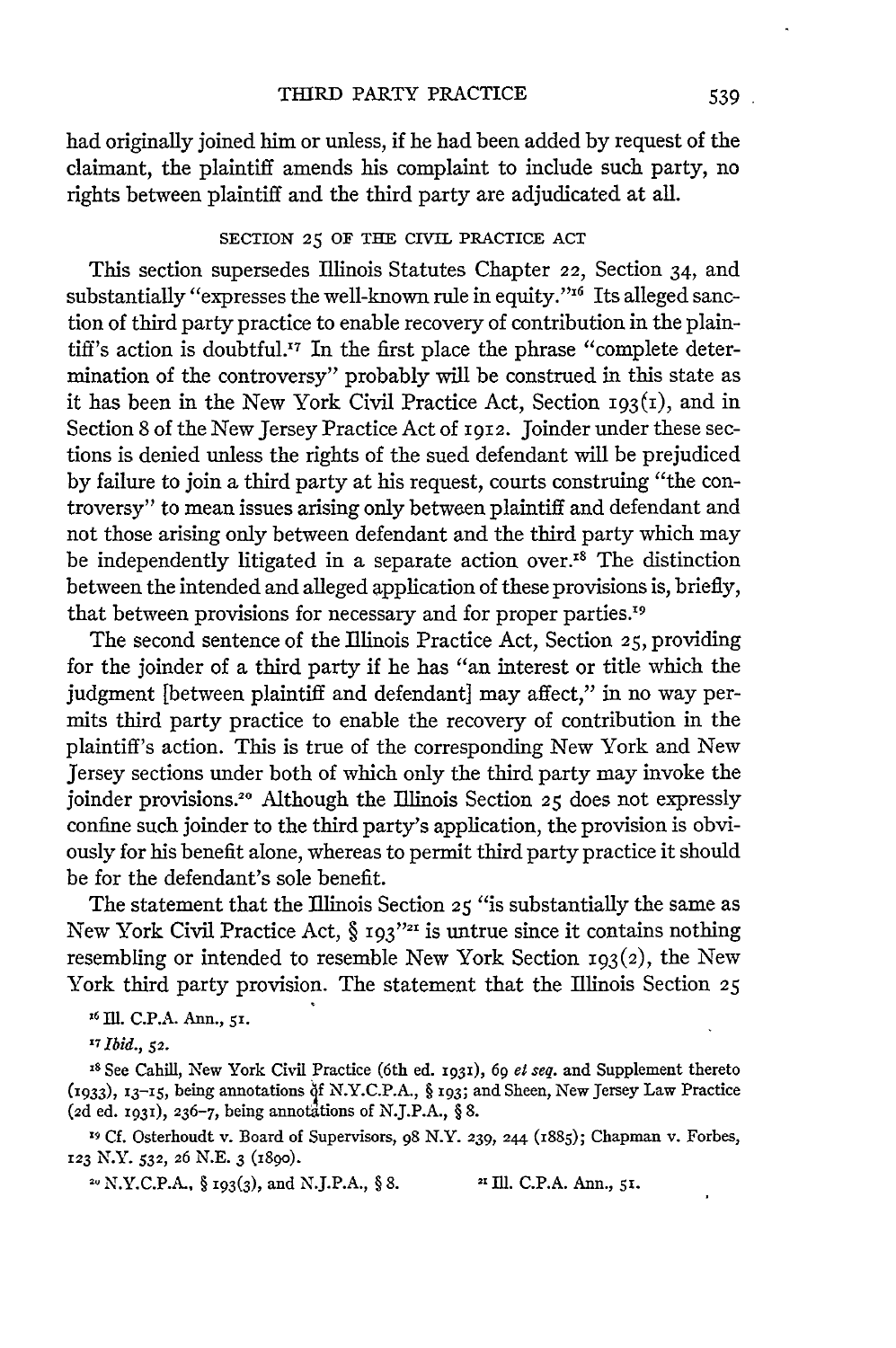had originally joined him or unless, if he had been added by request of the claimant, the plaintiff amends his complaint to include such party, no rights between plaintiff and the third party are adjudicated at all.

### SECTION 25 OF THE CIVIL PRACTICE ACT

This section supersedes Illinois Statutes Chapter 22, Section 34, and substantially "expresses the well-known rule in equity."[16] Its alleged sanction of third party practice to enable recovery of contribution in the plaintiff's action is doubtful.[17] In the first place the phrase "complete determination of the controversy" probably will be construed in this state as it has been in the New York Civil Practice Act, Section 193(1), and in Section 8 of the New Jersey Practice Act of 1912. Joinder under these sections is denied unless the rights of the sued defendant will be prejudiced by failure to join a third party at his request, courts construing "the controversy" to mean issues arising only between plaintiff and defendant and not those arising only between defendant and the third party which may be independently litigated in a separate action over.[18] The distinction between the intended and alleged application of these provisions is, briefly, that between provisions for necessary and for proper parties.[19]

The second sentence of the Illinois Practice Act, Section 25, providing for the joinder of a third party if he has "an interest or title which the judgment [between plaintiff and defendant] may affect," in no way permits third party practice to enable the recovery of contribution in the plaintiff's action. This is true of the corresponding New York and New Jersey sections under both of which only the third party may invoke the joinder provisions.[20] Although the Illinois Section 25 does not expressly confine such joinder to the third party's application, the provision is obviously for his benefit alone, whereas to permit third party practice it should be for the defendant's sole benefit.

The statement that the Illinois Section 25 "is substantially the same as New York Civil Practice Act, § 193"[21] is untrue since it contains nothing resembling or intended to resemble New York Section 193(2), the New York third party provision. The statement that the Illinois Section 25

[16] Ill. C.P.A. Ann., 51.

[17] *Ibid.*, 52.

[18] See Cahill, New York Civil Practice (6th ed. 1931), 69 *et seq.* and Supplement thereto (1933), 13–15, being annotations of N.Y.C.P.A., § 193; and Sheen, New Jersey Law Practice (2d ed. 1931), 236–7, being annotations of N.J.P.A., § 8.

[19] Cf. Osterhoudt v. Board of Supervisors, 98 N.Y. 239, 244 (1885); Chapman v. Forbes, 123 N.Y. 532, 26 N.E. 3 (1890).

[20] N.Y.C.P.A., § 193(3), and N.J.P.A., § 8.

[21] Ill. C.P.A. Ann., 51.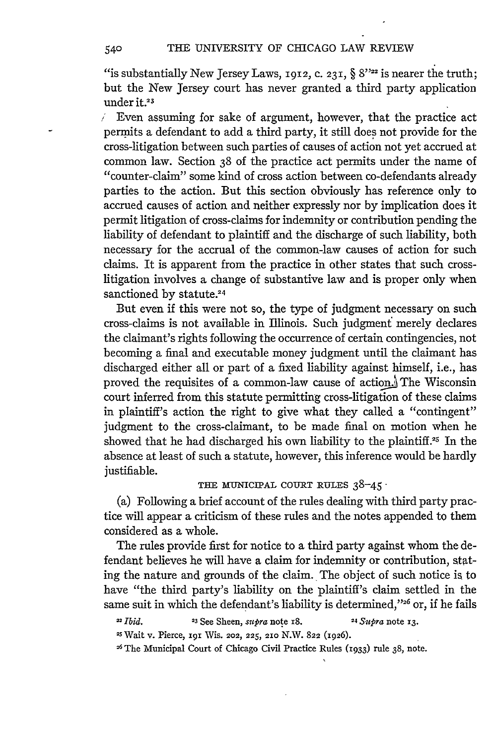"is substantially New Jersey Laws, 1912, c. 231, § 8"[22] is nearer the truth; but the New Jersey court has never granted a third party application under it.[23]

Even assuming for sake of argument, however, that the practice act permits a defendant to add a third party, it still does not provide for the cross-litigation between such parties of causes of action not yet accrued at common law. Section 38 of the practice act permits under the name of "counter-claim" some kind of cross action between co-defendants already parties to the action. But this section obviously has reference only to accrued causes of action and neither expressly nor by implication does it permit litigation of cross-claims for indemnity or contribution pending the liability of defendant to plaintiff and the discharge of such liability, both necessary for the accrual of the common-law causes of action for such claims. It is apparent from the practice in other states that such cross-litigation involves a change of substantive law and is proper only when sanctioned by statute.[24]

But even if this were not so, the type of judgment necessary on such cross-claims is not available in Illinois. Such judgment merely declares the claimant's rights following the occurrence of certain contingencies, not becoming a final and executable money judgment until the claimant has discharged either all or part of a fixed liability against himself, i.e., has proved the requisites of a common-law cause of action. The Wisconsin court inferred from this statute permitting cross-litigation of these claims in plaintiff's action the right to give what they called a "contingent" judgment to the cross-claimant, to be made final on motion when he showed that he had discharged his own liability to the plaintiff.[25] In the absence at least of such a statute, however, this inference would be hardly justifiable.

### THE MUNICIPAL COURT RULES 38–45

(a) Following a brief account of the rules dealing with third party practice will appear a criticism of these rules and the notes appended to them considered as a whole.

The rules provide first for notice to a third party against whom the defendant believes he will have a claim for indemnity or contribution, stating the nature and grounds of the claim. The object of such notice is to have "the third party's liability on the plaintiff's claim settled in the same suit in which the defendant's liability is determined,"[26] or, if he fails

[22] *Ibid.* [23] See Sheen, *supra* note 18. [24] *Supra* note 13.

[25] Wait v. Pierce, 191 Wis. 202, 225, 210 N.W. 822 (1926).

[26] The Municipal Court of Chicago Civil Practice Rules (1933) rule 38, note.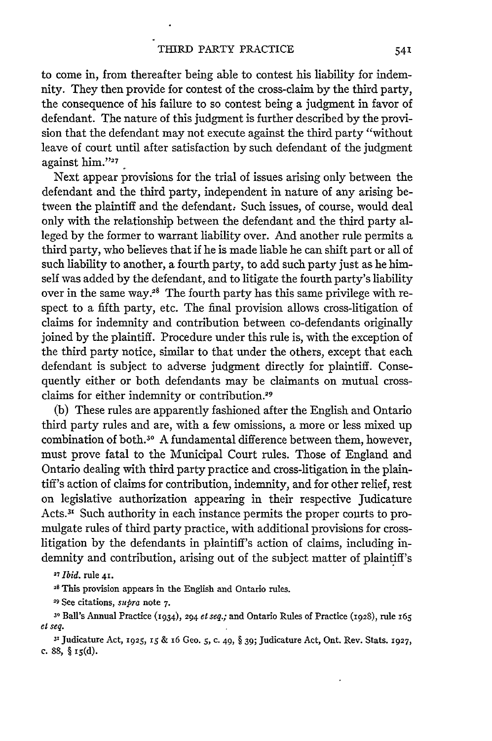to come in, from thereafter being able to contest his liability for indemnity. They then provide for contest of the cross-claim by the third party, the consequence of his failure to so contest being a judgment in favor of defendant. The nature of this judgment is further described by the provision that the defendant may not execute against the third party "without leave of court until after satisfaction by such defendant of the judgment against him."[27]

Next appear provisions for the trial of issues arising only between the defendant and the third party, independent in nature of any arising between the plaintiff and the defendant. Such issues, of course, would deal only with the relationship between the defendant and the third party alleged by the former to warrant liability over. And another rule permits a third party, who believes that if he is made liable he can shift part or all of such liability to another, a fourth party, to add such party just as he himself was added by the defendant, and to litigate the fourth party's liability over in the same way.[28] The fourth party has this same privilege with respect to a fifth party, etc. The final provision allows cross-litigation of claims for indemnity and contribution between co-defendants originally joined by the plaintiff. Procedure under this rule is, with the exception of the third party notice, similar to that under the others, except that each defendant is subject to adverse judgment directly for plaintiff. Consequently either or both defendants may be claimants on mutual cross-claims for either indemnity or contribution.[29]

(b) These rules are apparently fashioned after the English and Ontario third party rules and are, with a few omissions, a more or less mixed up combination of both.[30] A fundamental difference between them, however, must prove fatal to the Municipal Court rules. Those of England and Ontario dealing with third party practice and cross-litigation in the plaintiff's action of claims for contribution, indemnity, and for other relief, rest on legislative authorization appearing in their respective Judicature Acts.[31] Such authority in each instance permits the proper courts to promulgate rules of third party practice, with additional provisions for cross-litigation by the defendants in plaintiff's action of claims, including indemnity and contribution, arising out of the subject matter of plaintiff's

[27] *Ibid.* rule 41.

[28] This provision appears in the English and Ontario rules.

[29] See citations, *supra* note 7.

[30] Ball's Annual Practice (1934), 294 *et seq.*; and Ontario Rules of Practice (1928), rule 165 *et seq.*

[31] Judicature Act, 1925, 15 & 16 Geo. 5, c. 49, § 39; Judicature Act, Ont. Rev. Stats. 1927, c. 88, § 15(d).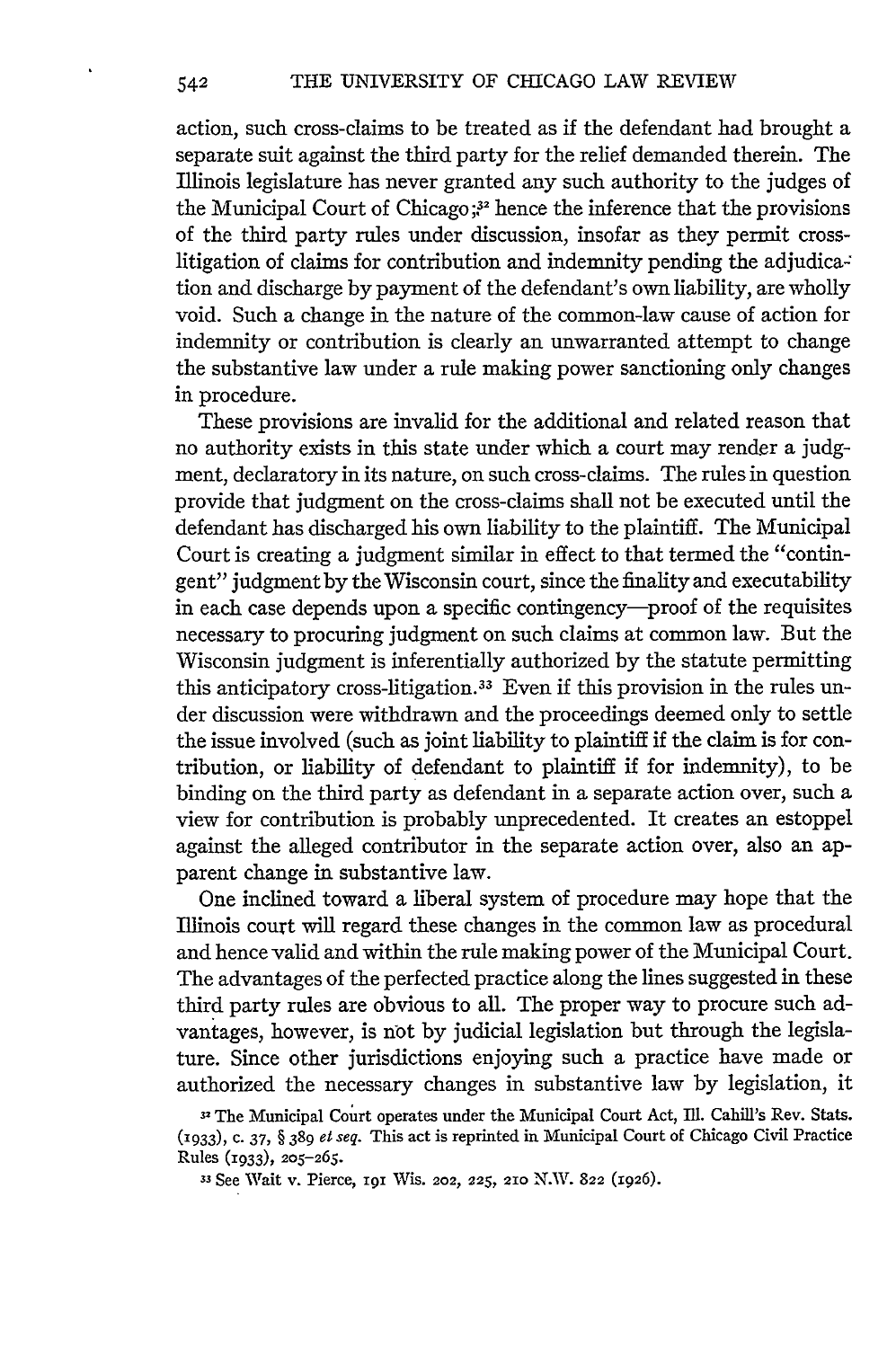action, such cross-claims to be treated as if the defendant had brought a separate suit against the third party for the relief demanded therein. The Illinois legislature has never granted any such authority to the judges of the Municipal Court of Chicago;[32] hence the inference that the provisions of the third party rules under discussion, insofar as they permit cross-litigation of claims for contribution and indemnity pending the adjudication and discharge by payment of the defendant's own liability, are wholly void. Such a change in the nature of the common-law cause of action for indemnity or contribution is clearly an unwarranted attempt to change the substantive law under a rule making power sanctioning only changes in procedure.

These provisions are invalid for the additional and related reason that no authority exists in this state under which a court may render a judgment, declaratory in its nature, on such cross-claims. The rules in question provide that judgment on the cross-claims shall not be executed until the defendant has discharged his own liability to the plaintiff. The Municipal Court is creating a judgment similar in effect to that termed the "contingent" judgment by the Wisconsin court, since the finality and executability in each case depends upon a specific contingency—proof of the requisites necessary to procuring judgment on such claims at common law. But the Wisconsin judgment is inferentially authorized by the statute permitting this anticipatory cross-litigation.[33] Even if this provision in the rules under discussion were withdrawn and the proceedings deemed only to settle the issue involved (such as joint liability to plaintiff if the claim is for contribution, or liability of defendant to plaintiff if for indemnity), to be binding on the third party as defendant in a separate action over, such a view for contribution is probably unprecedented. It creates an estoppel against the alleged contributor in the separate action over, also an apparent change in substantive law.

One inclined toward a liberal system of procedure may hope that the Illinois court will regard these changes in the common law as procedural and hence valid and within the rule making power of the Municipal Court. The advantages of the perfected practice along the lines suggested in these third party rules are obvious to all. The proper way to procure such advantages, however, is not by judicial legislation but through the legislature. Since other jurisdictions enjoying such a practice have made or authorized the necessary changes in substantive law by legislation, it

[32] The Municipal Court operates under the Municipal Court Act, Ill. Cahill's Rev. Stats. (1933), c. 37, § 389 *et seq.* This act is reprinted in Municipal Court of Chicago Civil Practice Rules (1933), 205–265.

[33] See Wait v. Pierce, 191 Wis. 202, 225, 210 N.W. 822 (1926).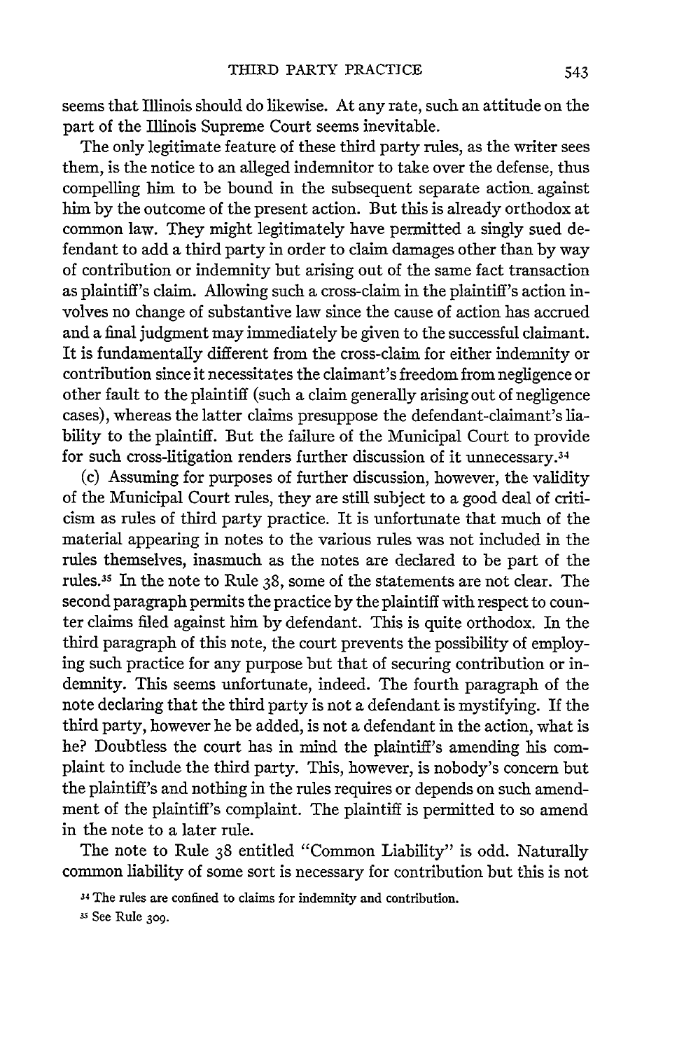seems that Illinois should do likewise. At any rate, such an attitude on the part of the Illinois Supreme Court seems inevitable.

The only legitimate feature of these third party rules, as the writer sees them, is the notice to an alleged indemnitor to take over the defense, thus compelling him to be bound in the subsequent separate action against him by the outcome of the present action. But this is already orthodox at common law. They might legitimately have permitted a singly sued defendant to add a third party in order to claim damages other than by way of contribution or indemnity but arising out of the same fact transaction as plaintiff's claim. Allowing such a cross-claim in the plaintiff's action involves no change of substantive law since the cause of action has accrued and a final judgment may immediately be given to the successful claimant. It is fundamentally different from the cross-claim for either indemnity or contribution since it necessitates the claimant's freedom from negligence or other fault to the plaintiff (such a claim generally arising out of negligence cases), whereas the latter claims presuppose the defendant-claimant's liability to the plaintiff. But the failure of the Municipal Court to provide for such cross-litigation renders further discussion of it unnecessary.[34]

(c) Assuming for purposes of further discussion, however, the validity of the Municipal Court rules, they are still subject to a good deal of criticism as rules of third party practice. It is unfortunate that much of the material appearing in notes to the various rules was not included in the rules themselves, inasmuch as the notes are declared to be part of the rules.[35] In the note to Rule 38, some of the statements are not clear. The second paragraph permits the practice by the plaintiff with respect to counter claims filed against him by defendant. This is quite orthodox. In the third paragraph of this note, the court prevents the possibility of employing such practice for any purpose but that of securing contribution or indemnity. This seems unfortunate, indeed. The fourth paragraph of the note declaring that the third party is not a defendant is mystifying. If the third party, however he be added, is not a defendant in the action, what is he? Doubtless the court has in mind the plaintiff's amending his complaint to include the third party. This, however, is nobody's concern but the plaintiff's and nothing in the rules requires or depends on such amendment of the plaintiff's complaint. The plaintiff is permitted to so amend in the note to a later rule.

The note to Rule 38 entitled "Common Liability" is odd. Naturally common liability of some sort is necessary for contribution but this is not

[34] The rules are confined to claims for indemnity and contribution.

[35] See Rule 309.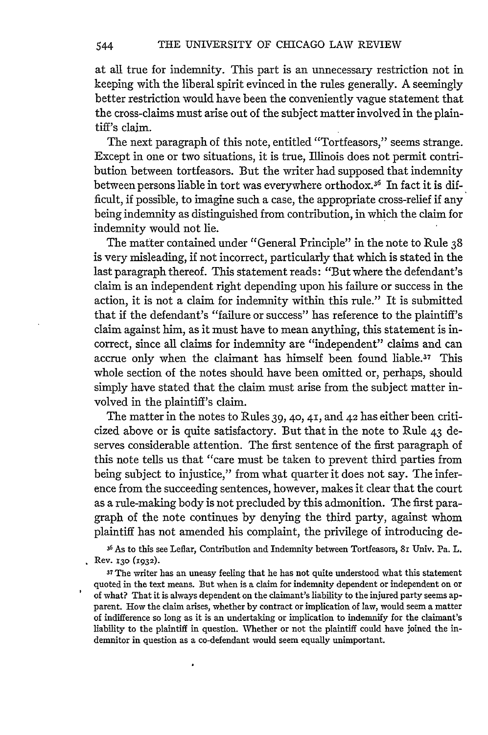at all true for indemnity. This part is an unnecessary restriction not in keeping with the liberal spirit evinced in the rules generally. A seemingly better restriction would have been the conveniently vague statement that the cross-claims must arise out of the subject matter involved in the plaintiff's claim.

The next paragraph of this note, entitled "Tortfeasors," seems strange. Except in one or two situations, it is true, Illinois does not permit contribution between tortfeasors. But the writer had supposed that indemnity between persons liable in tort was everywhere orthodox.[36] In fact it is difficult, if possible, to imagine such a case, the appropriate cross-relief if any being indemnity as distinguished from contribution, in which the claim for indemnity would not lie.

The matter contained under "General Principle" in the note to Rule 38 is very misleading, if not incorrect, particularly that which is stated in the last paragraph thereof. This statement reads: "But where the defendant's claim is an independent right depending upon his failure or success in the action, it is not a claim for indemnity within this rule." It is submitted that if the defendant's "failure or success" has reference to the plaintiff's claim against him, as it must have to mean anything, this statement is incorrect, since all claims for indemnity are "independent" claims and can accrue only when the claimant has himself been found liable.[37] This whole section of the notes should have been omitted or, perhaps, should simply have stated that the claim must arise from the subject matter involved in the plaintiff's claim.

The matter in the notes to Rules 39, 40, 41, and 42 has either been criticized above or is quite satisfactory. But that in the note to Rule 43 deserves considerable attention. The first sentence of the first paragraph of this note tells us that "care must be taken to prevent third parties from being subject to injustice," from what quarter it does not say. The inference from the succeeding sentences, however, makes it clear that the court as a rule-making body is not precluded by this admonition. The first paragraph of the note continues by denying the third party, against whom plaintiff has not amended his complaint, the privilege of introducing de-

[36] As to this see Leflar, Contribution and Indemnity between Tortfeasors, 81 Univ. Pa. L. Rev. 130 (1932).

[37] The writer has an uneasy feeling that he has not quite understood what this statement quoted in the text means. But when is a claim for indemnity dependent or independent on or of what? That it is always dependent on the claimant's liability to the injured party seems apparent. How the claim arises, whether by contract or implication of law, would seem a matter of indifference so long as it is an undertaking or implication to indemnify for the claimant's liability to the plaintiff in question. Whether or not the plaintiff could have joined the indemnitor in question as a co-defendant would seem equally unimportant.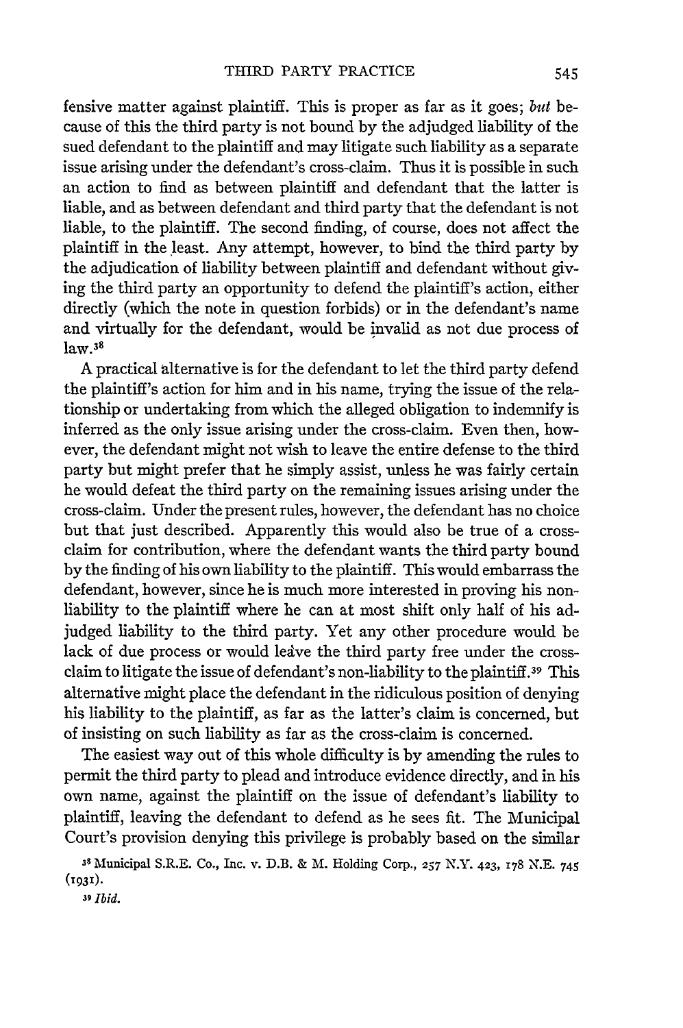fensive matter against plaintiff. This is proper as far as it goes; *but* because of this the third party is not bound by the adjudged liability of the sued defendant to the plaintiff and may litigate such liability as a separate issue arising under the defendant's cross-claim. Thus it is possible in such an action to find as between plaintiff and defendant that the latter is liable, and as between defendant and third party that the defendant is not liable, to the plaintiff. The second finding, of course, does not affect the plaintiff in the least. Any attempt, however, to bind the third party by the adjudication of liability between plaintiff and defendant without giving the third party an opportunity to defend the plaintiff's action, either directly (which the note in question forbids) or in the defendant's name and virtually for the defendant, would be invalid as not due process of law.[38]

A practical alternative is for the defendant to let the third party defend the plaintiff's action for him and in his name, trying the issue of the relationship or undertaking from which the alleged obligation to indemnify is inferred as the only issue arising under the cross-claim. Even then, however, the defendant might not wish to leave the entire defense to the third party but might prefer that he simply assist, unless he was fairly certain he would defeat the third party on the remaining issues arising under the cross-claim. Under the present rules, however, the defendant has no choice but that just described. Apparently this would also be true of a cross-claim for contribution, where the defendant wants the third party bound by the finding of his own liability to the plaintiff. This would embarrass the defendant, however, since he is much more interested in proving his non-liability to the plaintiff where he can at most shift only half of his adjudged liability to the third party. Yet any other procedure would be lack of due process or would leave the third party free under the cross-claim to litigate the issue of defendant's non-liability to the plaintiff.[39] This alternative might place the defendant in the ridiculous position of denying his liability to the plaintiff, as far as the latter's claim is concerned, but of insisting on such liability as far as the cross-claim is concerned.

The easiest way out of this whole difficulty is by amending the rules to permit the third party to plead and introduce evidence directly, and in his own name, against the plaintiff on the issue of defendant's liability to plaintiff, leaving the defendant to defend as he sees fit. The Municipal Court's provision denying this privilege is probably based on the similar

[38] Municipal S.R.E. Co., Inc. v. D.B. & M. Holding Corp., 257 N.Y. 423, 178 N.E. 745 (1931).

[39] *Ibid.*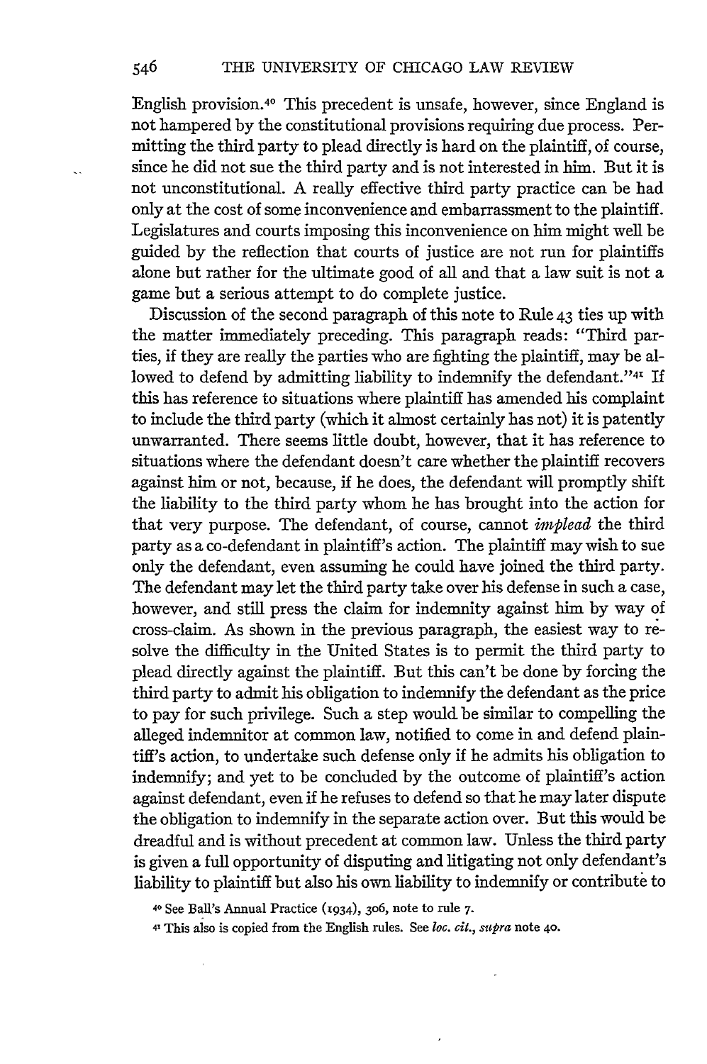English provision.[40] This precedent is unsafe, however, since England is not hampered by the constitutional provisions requiring due process. Permitting the third party to plead directly is hard on the plaintiff, of course, since he did not sue the third party and is not interested in him. But it is not unconstitutional. A really effective third party practice can be had only at the cost of some inconvenience and embarrassment to the plaintiff. Legislatures and courts imposing this inconvenience on him might well be guided by the reflection that courts of justice are not run for plaintiffs alone but rather for the ultimate good of all and that a law suit is not a game but a serious attempt to do complete justice.

Discussion of the second paragraph of this note to Rule 43 ties up with the matter immediately preceding. This paragraph reads: "Third parties, if they are really the parties who are fighting the plaintiff, may be allowed to defend by admitting liability to indemnify the defendant."[41] If this has reference to situations where plaintiff has amended his complaint to include the third party (which it almost certainly has not) it is patently unwarranted. There seems little doubt, however, that it has reference to situations where the defendant doesn't care whether the plaintiff recovers against him or not, because, if he does, the defendant will promptly shift the liability to the third party whom he has brought into the action for that very purpose. The defendant, of course, cannot *implead* the third party as a co-defendant in plaintiff's action. The plaintiff may wish to sue only the defendant, even assuming he could have joined the third party. The defendant may let the third party take over his defense in such a case, however, and still press the claim for indemnity against him by way of cross-claim. As shown in the previous paragraph, the easiest way to resolve the difficulty in the United States is to permit the third party to plead directly against the plaintiff. But this can't be done by forcing the third party to admit his obligation to indemnify the defendant as the price to pay for such privilege. Such a step would be similar to compelling the alleged indemnitor at common law, notified to come in and defend plaintiff's action, to undertake such defense only if he admits his obligation to indemnify; and yet to be concluded by the outcome of plaintiff's action against defendant, even if he refuses to defend so that he may later dispute the obligation to indemnify in the separate action over. But this would be dreadful and is without precedent at common law. Unless the third party is given a full opportunity of disputing and litigating not only defendant's liability to plaintiff but also his own liability to indemnify or contribute to

[40] See Ball's Annual Practice (1934), 306, note to rule 7.

[41] This also is copied from the English rules. See *loc. cit.*, *supra* note 40.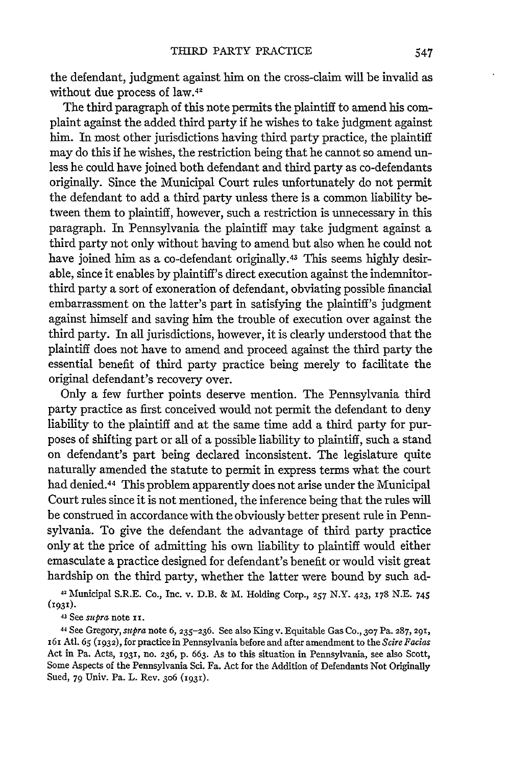the defendant, judgment against him on the cross-claim will be invalid as without due process of law.[42]

The third paragraph of this note permits the plaintiff to amend his complaint against the added third party if he wishes to take judgment against him. In most other jurisdictions having third party practice, the plaintiff may do this if he wishes, the restriction being that he cannot so amend unless he could have joined both defendant and third party as co-defendants originally. Since the Municipal Court rules unfortunately do not permit the defendant to add a third party unless there is a common liability between them to plaintiff, however, such a restriction is unnecessary in this paragraph. In Pennsylvania the plaintiff may take judgment against a third party not only without having to amend but also when he could not have joined him as a co-defendant originally.[43] This seems highly desirable, since it enables by plaintiff's direct execution against the indemnitor-third party a sort of exoneration of defendant, obviating possible financial embarrassment on the latter's part in satisfying the plaintiff's judgment against himself and saving him the trouble of execution over against the third party. In all jurisdictions, however, it is clearly understood that the plaintiff does not have to amend and proceed against the third party the essential benefit of third party practice being merely to facilitate the original defendant's recovery over.

Only a few further points deserve mention. The Pennsylvania third party practice as first conceived would not permit the defendant to deny liability to the plaintiff and at the same time add a third party for purposes of shifting part or all of a possible liability to plaintiff, such a stand on defendant's part being declared inconsistent. The legislature quite naturally amended the statute to permit in express terms what the court had denied.[44] This problem apparently does not arise under the Municipal Court rules since it is not mentioned, the inference being that the rules will be construed in accordance with the obviously better present rule in Pennsylvania. To give the defendant the advantage of third party practice only at the price of admitting his own liability to plaintiff would either emasculate a practice designed for defendant's benefit or would visit great hardship on the third party, whether the latter were bound by such ad-

[42] Municipal S.R.E. Co., Inc. v. D.B. & M. Holding Corp., 257 N.Y. 423, 178 N.E. 745 (1931).

[43] See *supra* note 11.

[44] See Gregory, *supra* note 6, 235–236. See also King v. Equitable Gas Co., 307 Pa. 287, 291, 161 Atl. 65 (1932), for practice in Pennsylvania before and after amendment to the *Scire Facias* Act in Pa. Acts, 1931, no. 236, p. 663. As to this situation in Pennsylvania, see also Scott, Some Aspects of the Pennsylvania Sci. Fa. Act for the Addition of Defendants Not Originally Sued, 79 Univ. Pa. L. Rev. 306 (1931).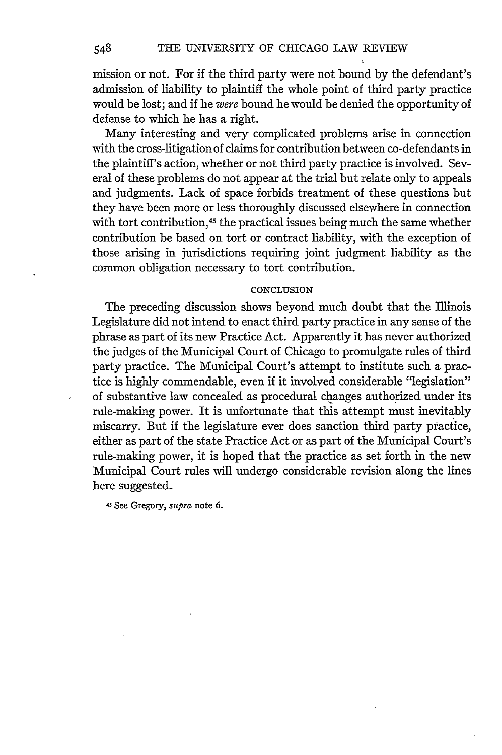mission or not. For if the third party were not bound by the defendant's admission of liability to plaintiff the whole point of third party practice would be lost; and if he *were* bound he would be denied the opportunity of defense to which he has a right.

Many interesting and very complicated problems arise in connection with the cross-litigation of claims for contribution between co-defendants in the plaintiff's action, whether or not third party practice is involved. Several of these problems do not appear at the trial but relate only to appeals and judgments. Lack of space forbids treatment of these questions but they have been more or less thoroughly discussed elsewhere in connection with tort contribution,[45] the practical issues being much the same whether contribution be based on tort or contract liability, with the exception of those arising in jurisdictions requiring joint judgment liability as the common obligation necessary to tort contribution.

## CONCLUSION

The preceding discussion shows beyond much doubt that the Illinois Legislature did not intend to enact third party practice in any sense of the phrase as part of its new Practice Act. Apparently it has never authorized the judges of the Municipal Court of Chicago to promulgate rules of third party practice. The Municipal Court's attempt to institute such a practice is highly commendable, even if it involved considerable "legislation" of substantive law concealed as procedural changes authorized under its rule-making power. It is unfortunate that this attempt must inevitably miscarry. But if the legislature ever does sanction third party practice, either as part of the state Practice Act or as part of the Municipal Court's rule-making power, it is hoped that the practice as set forth in the new Municipal Court rules will undergo considerable revision along the lines here suggested.

[45] See Gregory, *supra* note 6.